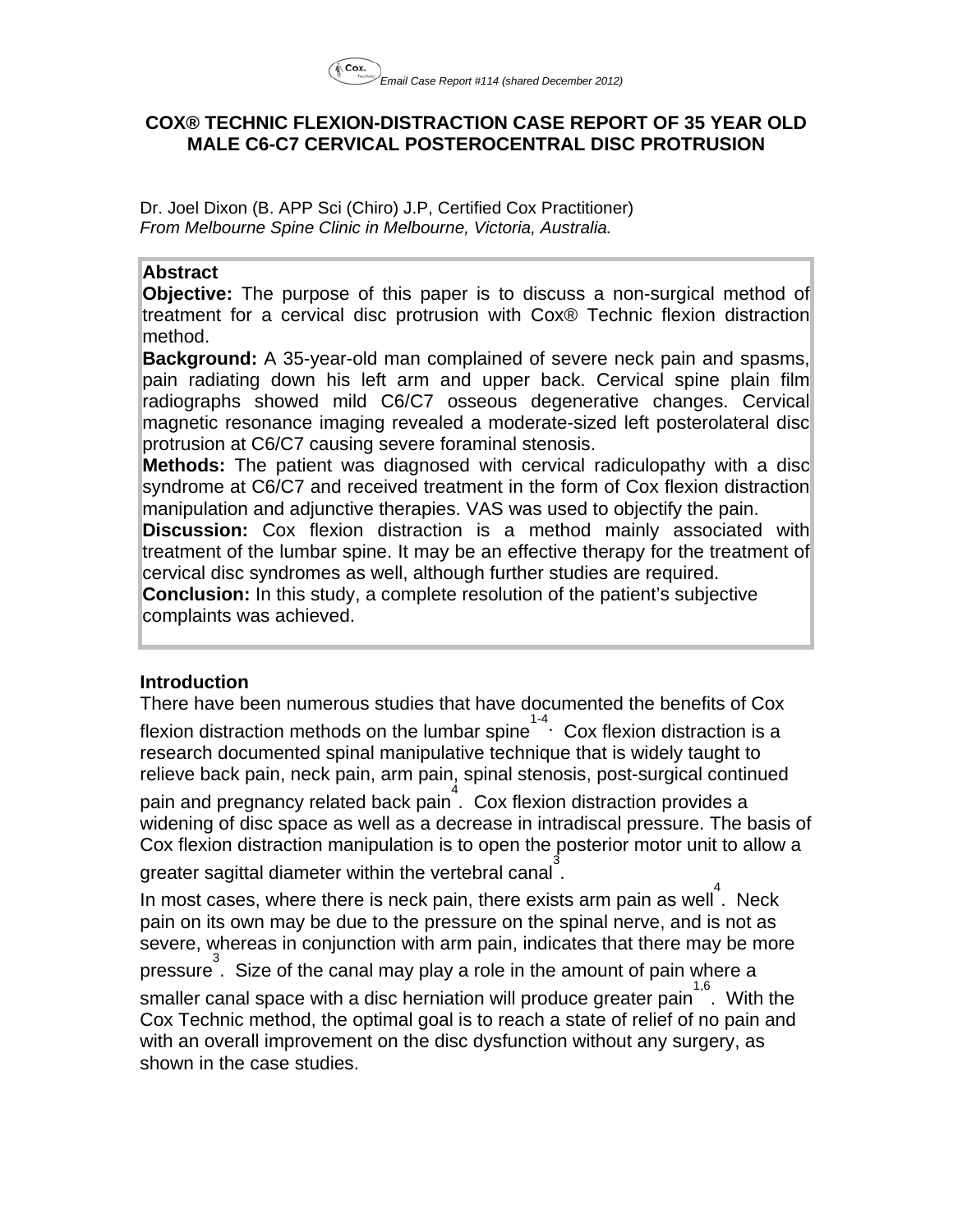*Email Case Report #114 (shared December 2012)*

# COX® TECHNIC FLEXION-DISTRACTION CASE REPORT OF 35 YEAR OLD MALE C6-C7 CERVICAL POSTEROCENTRAL DISC PROTRUSION

Dr. Joel Dixon (B. APP Sci (Chiro) J.P, Certified Cox Practitioner)
*From Melbourne Spine Clinic in Melbourne, Victoria, Australia.*

## Abstract

**Objective:** The purpose of this paper is to discuss a non-surgical method of treatment for a cervical disc protrusion with Cox® Technic flexion distraction method.

**Background:** A 35-year-old man complained of severe neck pain and spasms, pain radiating down his left arm and upper back. Cervical spine plain film radiographs showed mild C6/C7 osseous degenerative changes. Cervical magnetic resonance imaging revealed a moderate-sized left posterolateral disc protrusion at C6/C7 causing severe foraminal stenosis.

**Methods:** The patient was diagnosed with cervical radiculopathy with a disc syndrome at C6/C7 and received treatment in the form of Cox flexion distraction manipulation and adjunctive therapies. VAS was used to objectify the pain.

**Discussion:** Cox flexion distraction is a method mainly associated with treatment of the lumbar spine. It may be an effective therapy for the treatment of cervical disc syndromes as well, although further studies are required.

**Conclusion:** In this study, a complete resolution of the patient's subjective complaints was achieved.

## Introduction

There have been numerous studies that have documented the benefits of Cox flexion distraction methods on the lumbar spine[1-4]. Cox flexion distraction is a research documented spinal manipulative technique that is widely taught to relieve back pain, neck pain, arm pain, spinal stenosis, post-surgical continued pain and pregnancy related back pain[4]. Cox flexion distraction provides a widening of disc space as well as a decrease in intradiscal pressure. The basis of Cox flexion distraction manipulation is to open the posterior motor unit to allow a greater sagittal diameter within the vertebral canal[3].

In most cases, where there is neck pain, there exists arm pain as well[4]. Neck pain on its own may be due to the pressure on the spinal nerve, and is not as severe, whereas in conjunction with arm pain, indicates that there may be more pressure[3]. Size of the canal may play a role in the amount of pain where a smaller canal space with a disc herniation will produce greater pain[1,6]. With the Cox Technic method, the optimal goal is to reach a state of relief of no pain and with an overall improvement on the disc dysfunction without any surgery, as shown in the case studies.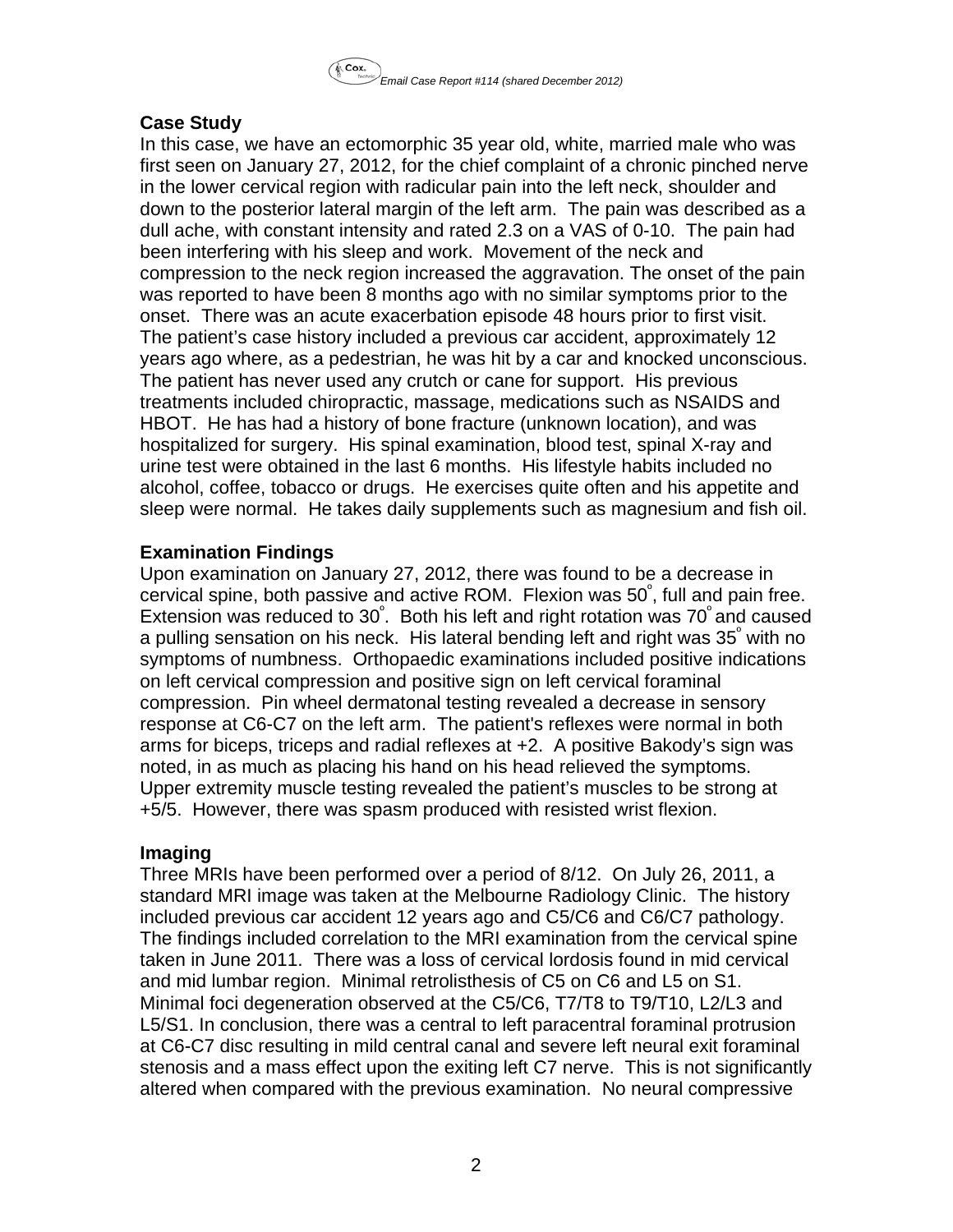**Case Study**

In this case, we have an ectomorphic 35 year old, white, married male who was first seen on January 27, 2012, for the chief complaint of a chronic pinched nerve in the lower cervical region with radicular pain into the left neck, shoulder and down to the posterior lateral margin of the left arm. The pain was described as a dull ache, with constant intensity and rated 2.3 on a VAS of 0-10. The pain had been interfering with his sleep and work. Movement of the neck and compression to the neck region increased the aggravation. The onset of the pain was reported to have been 8 months ago with no similar symptoms prior to the onset. There was an acute exacerbation episode 48 hours prior to first visit. The patient's case history included a previous car accident, approximately 12 years ago where, as a pedestrian, he was hit by a car and knocked unconscious. The patient has never used any crutch or cane for support. His previous treatments included chiropractic, massage, medications such as NSAIDS and HBOT. He has had a history of bone fracture (unknown location), and was hospitalized for surgery. His spinal examination, blood test, spinal X-ray and urine test were obtained in the last 6 months. His lifestyle habits included no alcohol, coffee, tobacco or drugs. He exercises quite often and his appetite and sleep were normal. He takes daily supplements such as magnesium and fish oil.

**Examination Findings**

Upon examination on January 27, 2012, there was found to be a decrease in cervical spine, both passive and active ROM. Flexion was 50°, full and pain free. Extension was reduced to 30°. Both his left and right rotation was 70° and caused a pulling sensation on his neck. His lateral bending left and right was 35° with no symptoms of numbness. Orthopaedic examinations included positive indications on left cervical compression and positive sign on left cervical foraminal compression. Pin wheel dermatonal testing revealed a decrease in sensory response at C6-C7 on the left arm. The patient's reflexes were normal in both arms for biceps, triceps and radial reflexes at +2. A positive Bakody's sign was noted, in as much as placing his hand on his head relieved the symptoms. Upper extremity muscle testing revealed the patient's muscles to be strong at +5/5. However, there was spasm produced with resisted wrist flexion.

**Imaging**

Three MRIs have been performed over a period of 8/12. On July 26, 2011, a standard MRI image was taken at the Melbourne Radiology Clinic. The history included previous car accident 12 years ago and C5/C6 and C6/C7 pathology. The findings included correlation to the MRI examination from the cervical spine taken in June 2011. There was a loss of cervical lordosis found in mid cervical and mid lumbar region. Minimal retrolisthesis of C5 on C6 and L5 on S1. Minimal foci degeneration observed at the C5/C6, T7/T8 to T9/T10, L2/L3 and L5/S1. In conclusion, there was a central to left paracentral foraminal protrusion at C6-C7 disc resulting in mild central canal and severe left neural exit foraminal stenosis and a mass effect upon the exiting left C7 nerve. This is not significantly altered when compared with the previous examination. No neural compressive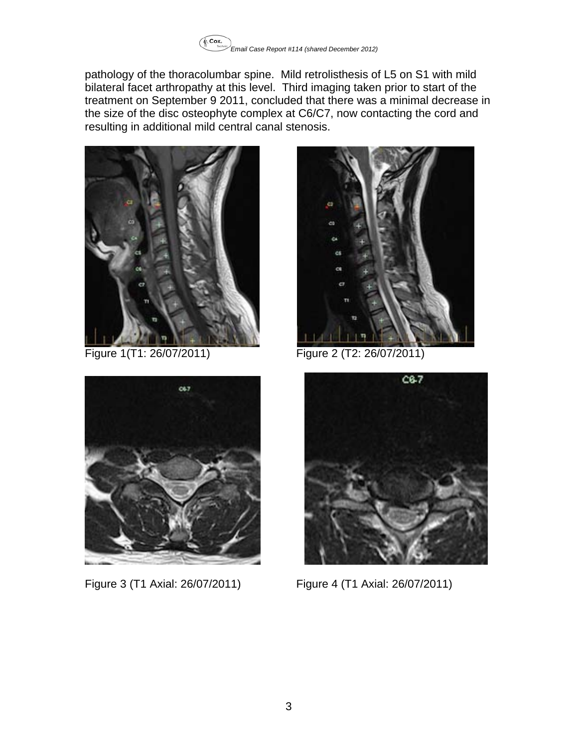pathology of the thoracolumbar spine. Mild retrolisthesis of L5 on S1 with mild bilateral facet arthropathy at this level. Third imaging taken prior to start of the treatment on September 9 2011, concluded that there was a minimal decrease in the size of the disc osteophyte complex at C6/C7, now contacting the cord and resulting in additional mild central canal stenosis.

Figure 1(T1: 26/07/2011)

Figure 2 (T2: 26/07/2011)

Figure 3 (T1 Axial: 26/07/2011)

Figure 4 (T1 Axial: 26/07/2011)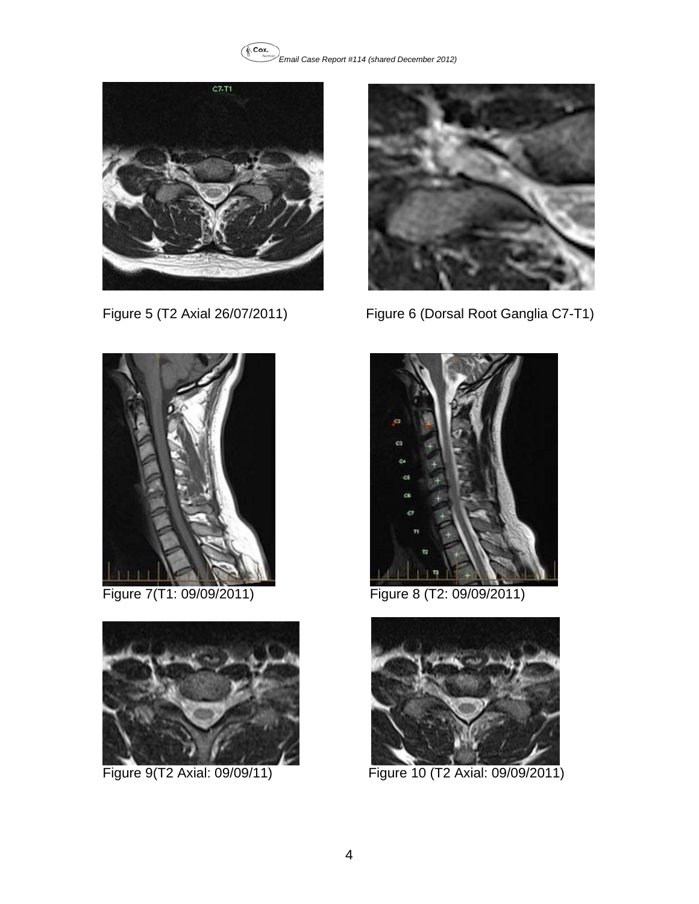Figure 5 (T2 Axial 26/07/2011)

Figure 6 (Dorsal Root Ganglia C7-T1)

Figure 7(T1: 09/09/2011)

Figure 8 (T2: 09/09/2011)

Figure 9(T2 Axial: 09/09/11)

Figure 10 (T2 Axial: 09/09/2011)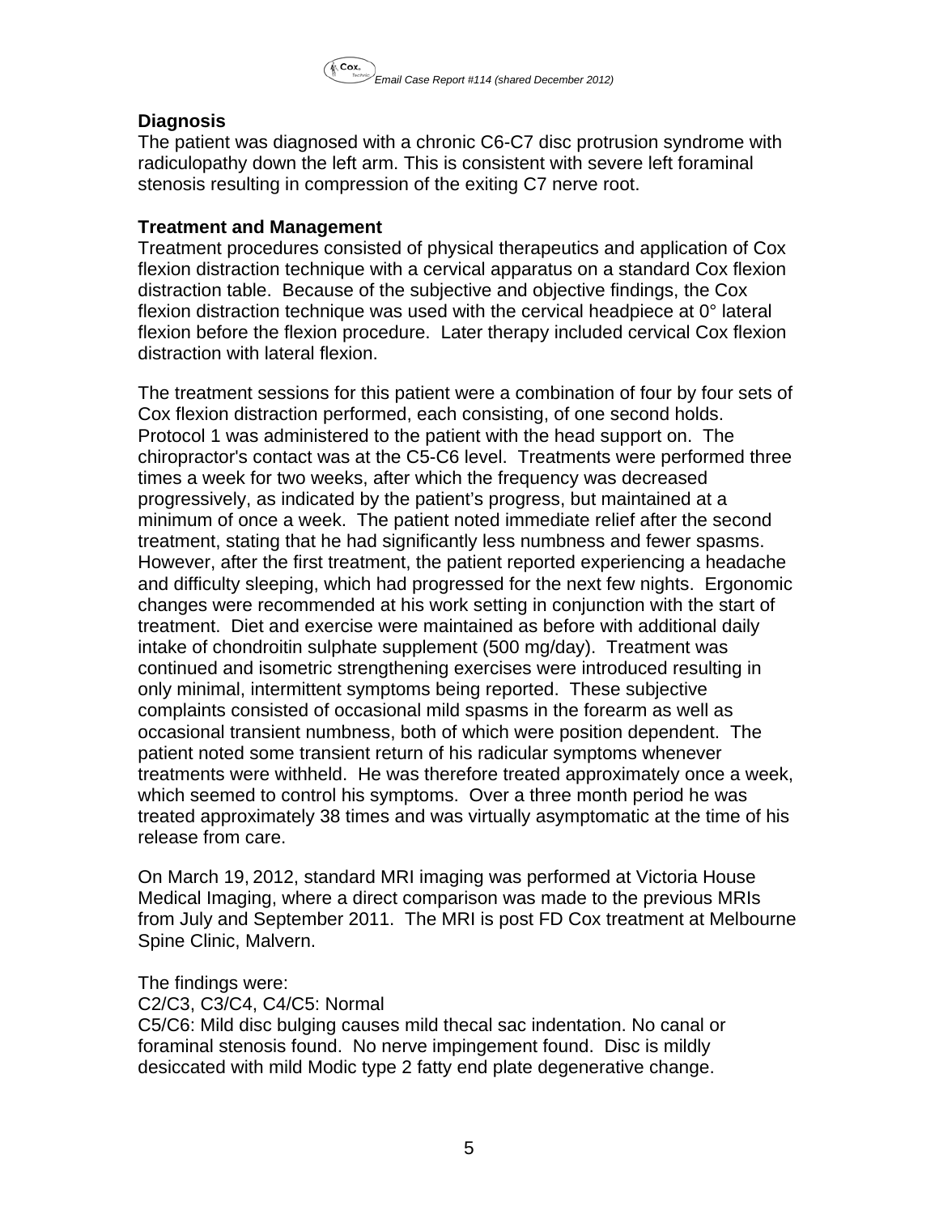**Diagnosis**

The patient was diagnosed with a chronic C6-C7 disc protrusion syndrome with radiculopathy down the left arm. This is consistent with severe left foraminal stenosis resulting in compression of the exiting C7 nerve root.

**Treatment and Management**

Treatment procedures consisted of physical therapeutics and application of Cox flexion distraction technique with a cervical apparatus on a standard Cox flexion distraction table. Because of the subjective and objective findings, the Cox flexion distraction technique was used with the cervical headpiece at 0° lateral flexion before the flexion procedure. Later therapy included cervical Cox flexion distraction with lateral flexion.

The treatment sessions for this patient were a combination of four by four sets of Cox flexion distraction performed, each consisting, of one second holds. Protocol 1 was administered to the patient with the head support on. The chiropractor's contact was at the C5-C6 level. Treatments were performed three times a week for two weeks, after which the frequency was decreased progressively, as indicated by the patient's progress, but maintained at a minimum of once a week. The patient noted immediate relief after the second treatment, stating that he had significantly less numbness and fewer spasms. However, after the first treatment, the patient reported experiencing a headache and difficulty sleeping, which had progressed for the next few nights. Ergonomic changes were recommended at his work setting in conjunction with the start of treatment. Diet and exercise were maintained as before with additional daily intake of chondroitin sulphate supplement (500 mg/day). Treatment was continued and isometric strengthening exercises were introduced resulting in only minimal, intermittent symptoms being reported. These subjective complaints consisted of occasional mild spasms in the forearm as well as occasional transient numbness, both of which were position dependent. The patient noted some transient return of his radicular symptoms whenever treatments were withheld. He was therefore treated approximately once a week, which seemed to control his symptoms. Over a three month period he was treated approximately 38 times and was virtually asymptomatic at the time of his release from care.

On March 19, 2012, standard MRI imaging was performed at Victoria House Medical Imaging, where a direct comparison was made to the previous MRIs from July and September 2011. The MRI is post FD Cox treatment at Melbourne Spine Clinic, Malvern.

The findings were:
C2/C3, C3/C4, C4/C5: Normal
C5/C6: Mild disc bulging causes mild thecal sac indentation. No canal or foraminal stenosis found. No nerve impingement found. Disc is mildly desiccated with mild Modic type 2 fatty end plate degenerative change.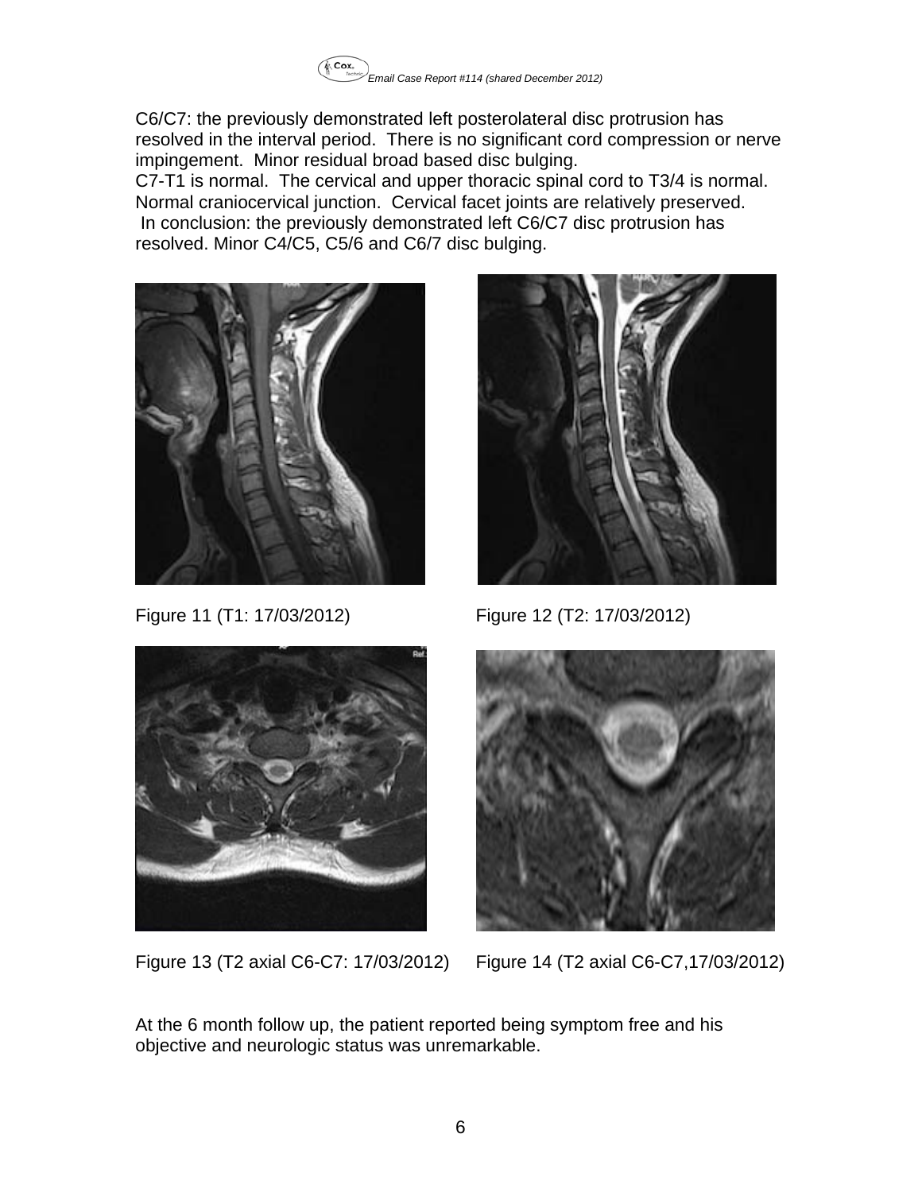C6/C7: the previously demonstrated left posterolateral disc protrusion has resolved in the interval period. There is no significant cord compression or nerve impingement. Minor residual broad based disc bulging.
C7-T1 is normal. The cervical and upper thoracic spinal cord to T3/4 is normal. Normal craniocervical junction. Cervical facet joints are relatively preserved.
In conclusion: the previously demonstrated left C6/C7 disc protrusion has resolved. Minor C4/C5, C5/6 and C6/7 disc bulging.

Figure 11 (T1: 17/03/2012)

Figure 12 (T2: 17/03/2012)

Figure 13 (T2 axial C6-C7: 17/03/2012)

Figure 14 (T2 axial C6-C7,17/03/2012)

At the 6 month follow up, the patient reported being symptom free and his objective and neurologic status was unremarkable.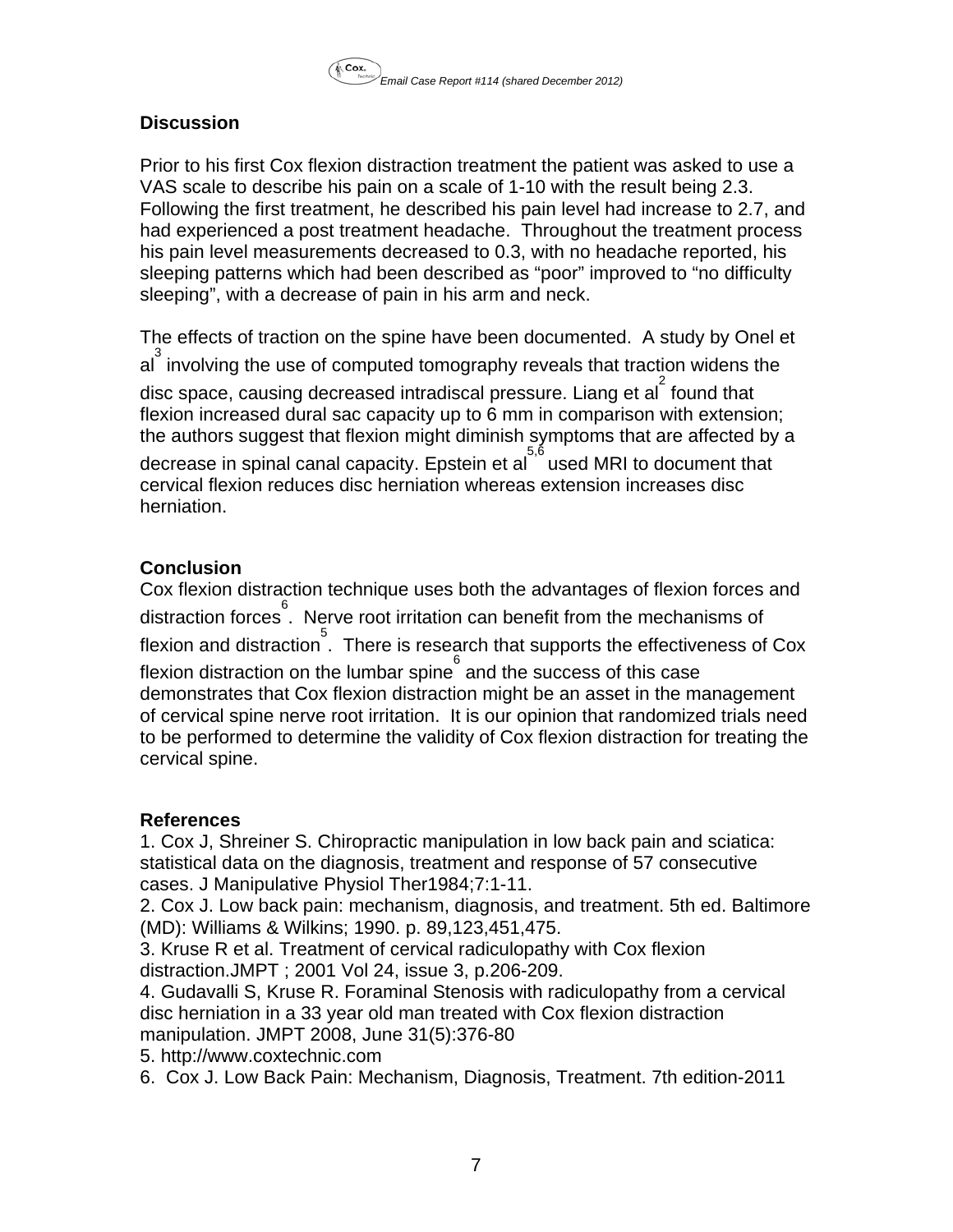## Discussion

Prior to his first Cox flexion distraction treatment the patient was asked to use a VAS scale to describe his pain on a scale of 1-10 with the result being 2.3. Following the first treatment, he described his pain level had increase to 2.7, and had experienced a post treatment headache. Throughout the treatment process his pain level measurements decreased to 0.3, with no headache reported, his sleeping patterns which had been described as "poor" improved to "no difficulty sleeping", with a decrease of pain in his arm and neck.

The effects of traction on the spine have been documented. A study by Onel et al[3] involving the use of computed tomography reveals that traction widens the disc space, causing decreased intradiscal pressure. Liang et al[2] found that flexion increased dural sac capacity up to 6 mm in comparison with extension; the authors suggest that flexion might diminish symptoms that are affected by a decrease in spinal canal capacity. Epstein et al[5,6] used MRI to document that cervical flexion reduces disc herniation whereas extension increases disc herniation.

## Conclusion

Cox flexion distraction technique uses both the advantages of flexion forces and distraction forces[6]. Nerve root irritation can benefit from the mechanisms of flexion and distraction[5]. There is research that supports the effectiveness of Cox flexion distraction on the lumbar spine[6] and the success of this case demonstrates that Cox flexion distraction might be an asset in the management of cervical spine nerve root irritation. It is our opinion that randomized trials need to be performed to determine the validity of Cox flexion distraction for treating the cervical spine.

## References

1. Cox J, Shreiner S. Chiropractic manipulation in low back pain and sciatica: statistical data on the diagnosis, treatment and response of 57 consecutive cases. J Manipulative Physiol Ther1984;7:1-11.
2. Cox J. Low back pain: mechanism, diagnosis, and treatment. 5th ed. Baltimore (MD): Williams & Wilkins; 1990. p. 89,123,451,475.
3. Kruse R et al. Treatment of cervical radiculopathy with Cox flexion distraction.JMPT ; 2001 Vol 24, issue 3, p.206-209.
4. Gudavalli S, Kruse R. Foraminal Stenosis with radiculopathy from a cervical disc herniation in a 33 year old man treated with Cox flexion distraction manipulation. JMPT 2008, June 31(5):376-80
5. http://www.coxtechnic.com
6. Cox J. Low Back Pain: Mechanism, Diagnosis, Treatment. 7th edition-2011